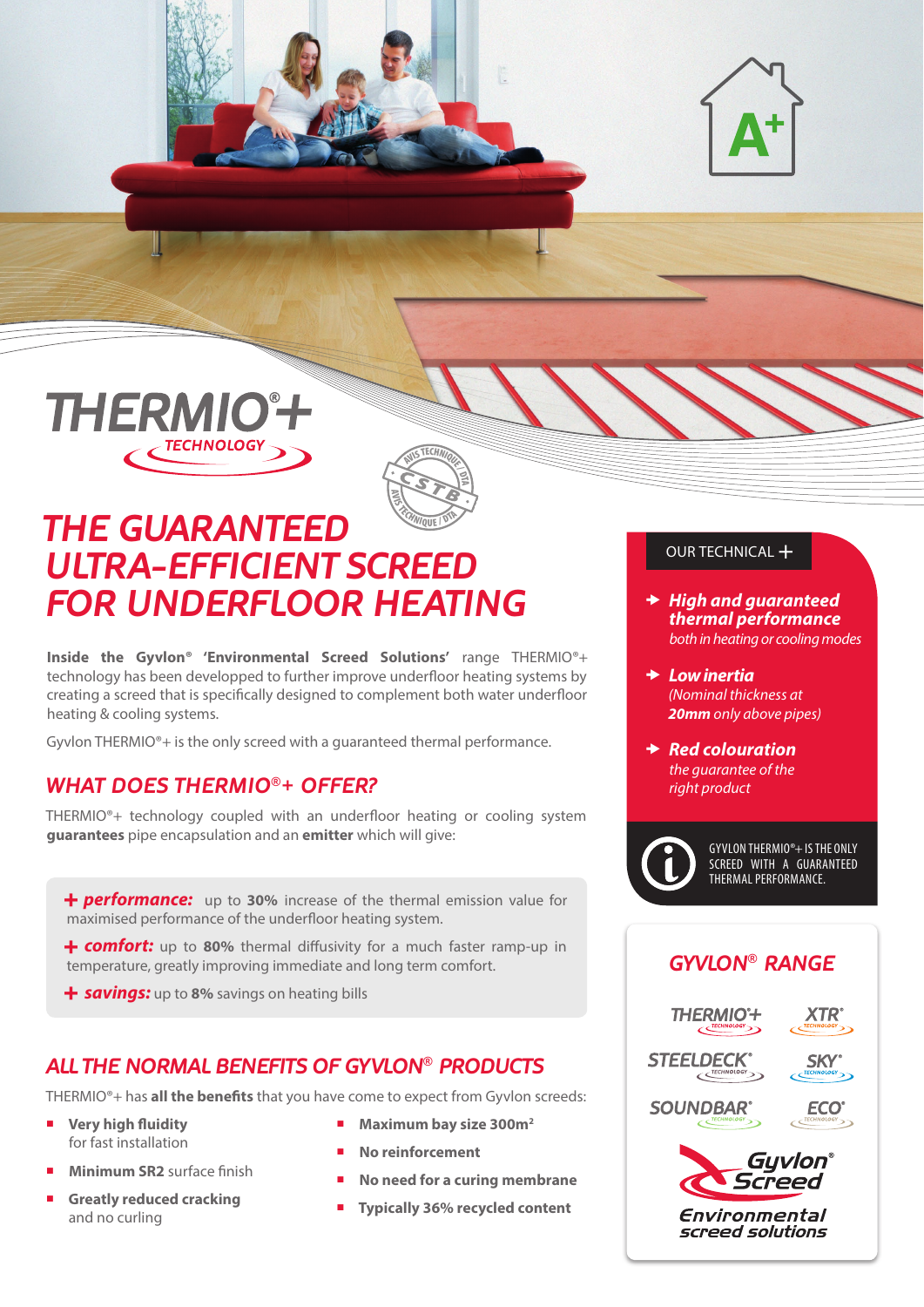# THERMIO®+ TECHNOLOGY

AVIS TECHNIQUE / DTA — CSTB

# THE GUARANTEED ULTRA-EFFICIENT SCREED FOR UNDERFLOOR HEATING

**Inside the Gylvon® 'Environmental Screed Solutions'** range THERMIO®+ technology has been developped to further improve underfloor heating systems by creating a screed that is specifically designed to complement both water underfloor heating & cooling systems.

Gyvlon THERMIO®+ is the only screed with a guaranteed thermal performance.

## WHAT DOES THERMIO®+ OFFER?

THERMIO®+ technology coupled with an underfloor heating or cooling system **guarantees** pipe encapsulation and an **emitter** which will give:

+ ***performance:*** up to **30%** increase of the thermal emission value for maximised performance of the underfloor heating system.
+ ***comfort:*** up to **80%** thermal diffusivity for a much faster ramp-up in temperature, greatly improving immediate and long term comfort.
+ ***savings:*** up to **8%** savings on heating bills

## ALL THE NORMAL BENEFITS OF GYVLON® PRODUCTS

THERMIO®+ has **all the benefits** that you have come to expect from Gyvlon screeds:

- **Very high fluidity** for fast installation
- **Minimum SR2** surface finish
- **Greatly reduced cracking** and no curling
- **Maximum bay size 300m²**
- **No reinforcement**
- **No need for a curing membrane**
- **Typically 36% recycled content**

### OUR TECHNICAL +

- ***High and guaranteed thermal performance*** *both in heating or cooling modes*
- ***Low inertia*** *(Nominal thickness at **20mm** only above pipes)*
- ***Red colouration*** *the guarantee of the right product*

GYVLON THERMIO®+ IS THE ONLY SCREED WITH A GUARANTEED THERMAL PERFORMANCE.

### GYVLON® RANGE

THERMIO®+ · XTR® · STEELDECK® · SKY® · SOUNDBAR® · ECO®

Gyvlon® Screed — Environmental screed solutions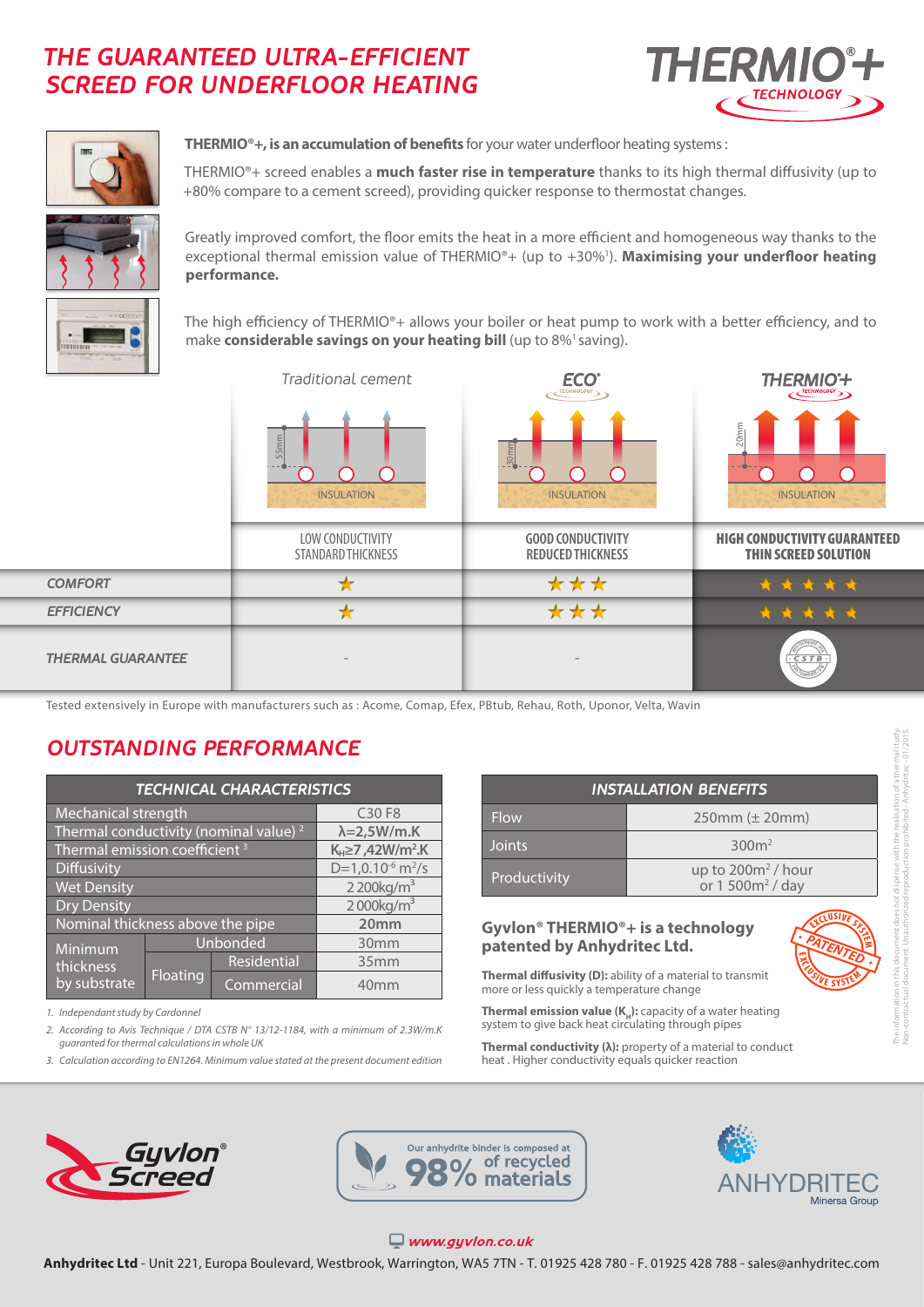# THE GUARANTEED ULTRA-EFFICIENT SCREED FOR UNDERFLOOR HEATING

THERMIO®+ TECHNOLOGY

**THERMIO®+, is an accumulation of benefits** for your water underfloor heating systems :

THERMIO®+ screed enables a **much faster rise in temperature** thanks to its high thermal diffusivity (up to +80% compare to a cement screed), providing quicker response to thermostat changes.

Greatly improved comfort, the floor emits the heat in a more efficient and homogeneous way thanks to the exceptional thermal emission value of THERMIO®+ (up to +30%[1]). **Maximising your underfloor heating performance.**

The high efficiency of THERMIO®+ allows your boiler or heat pump to work with a better efficiency, and to make **considerable savings on your heating bill** (up to 8%[1] saving).

| | Traditional cement | ECO® TECHNOLOGY | THERMIO®+ TECHNOLOGY |
|---|---|---|---|
| | 55mm INSULATION | 30mm INSULATION | 20mm INSULATION |
| | LOW CONDUCTIVITY STANDARD THICKNESS | GOOD CONDUCTIVITY REDUCED THICKNESS | **HIGH CONDUCTIVITY GUARANTEED THIN SCREED SOLUTION** |
| *COMFORT* | ★ | ★★★ | ★★★★★ |
| *EFFICIENCY* | ★ | ★★★ | ★★★★★ |
| *THERMAL GUARANTEE* | - | - | CSTB |

Tested extensively in Europe with manufacturers such as : Acome, Comap, Efex, PBtub, Rehau, Roth, Uponor, Velta, Wavin

## OUTSTANDING PERFORMANCE

| *TECHNICAL CHARACTERISTICS* | | | |
|---|---|---|---|
| Mechanical strength | | | C30 F8 |
| Thermal conductivity (nominal value) [2] | | | **$\lambda$=2,5W/m.K** |
| Thermal emission coefficient [3] | | | **$K_H \geq 7,42 W/m^2.K$** |
| Diffusivity | | | $D=1,0.10^{-6}\ m^2/s$ |
| Wet Density | | | $2\,200 kg/m^3$ |
| Dry Density | | | $2\,000 kg/m^3$ |
| Nominal thickness above the pipe | | | **20mm** |
| Minimum thickness by substrate | Unbonded | | 30mm |
| | Floating | Residential | 35mm |
| | | Commercial | 40mm |

1. Independant study by Cardonnel
2. According to Avis Technique / DTA CSTB N° 13/12-1184, with a minimum of 2.3W/m.K guaranteed for thermal calculations in whole UK
3. Calculation according to EN1264. Minimum value stated at the present document edition

| *INSTALLATION BENEFITS* | |
|---|---|
| Flow | 250mm (± 20mm) |
| Joints | $300m^2$ |
| Productivity | up to $200m^2$ / hour or $1\,500m^2$ / day |

**Gyvlon® THERMIO®+ is a technology patented by Anhydritec Ltd.**

EXCLUSIVE SYSTEM – PATENTED

**Thermal diffusivity (D):** ability of a material to transmit more or less quickly a temperature change

**Thermal emission value ($K_H$):** capacity of a water heating system to give back heat circulating through pipes

**Thermal conductivity ($\lambda$):** property of a material to conduct heat . Higher conductivity equals quicker reaction

The information in this document does not dispense with the realisation of a thermal study. Non-contractual document. Unauthorized reproduction prohibited - Anhydritec - 01/2015.

Gyvlon® Screed

Our anhydrite binder is composed at 98% of recycled materials

ANHYDRITEC Minersa Group

*www.gyvlon.co.uk*

**Anhydritec Ltd** - Unit 221, Europa Boulevard, Westbrook, Warrington, WA5 7TN - T. 01925 428 780 - F. 01925 428 788 - sales@anhydritec.com